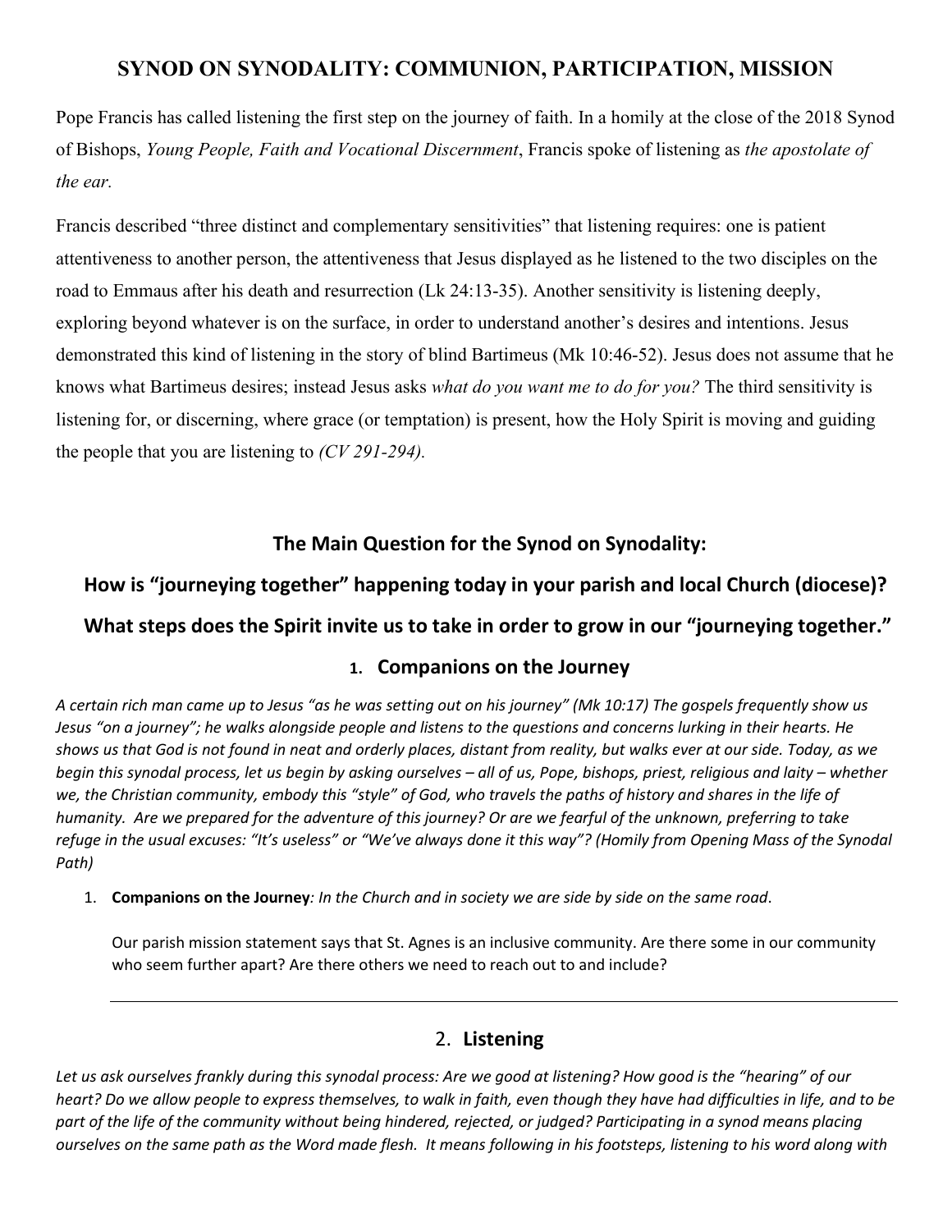# SYNOD ON SYNODALITY: COMMUNION, PARTICIPATION, MISSION

Pope Francis has called listening the first step on the journey of faith. In a homily at the close of the 2018 Synod of Bishops, *Young People, Faith and Vocational Discernment*, Francis spoke of listening as *the apostolate of the ear.*

Francis described "three distinct and complementary sensitivities" that listening requires: one is patient attentiveness to another person, the attentiveness that Jesus displayed as he listened to the two disciples on the road to Emmaus after his death and resurrection (Lk 24:13-35). Another sensitivity is listening deeply, exploring beyond whatever is on the surface, in order to understand another's desires and intentions. Jesus demonstrated this kind of listening in the story of blind Bartimeus (Mk 10:46-52). Jesus does not assume that he knows what Bartimeus desires; instead Jesus asks *what do you want me to do for you?* The third sensitivity is listening for, or discerning, where grace (or temptation) is present, how the Holy Spirit is moving and guiding the people that you are listening to *(CV 291-294).*

## The Main Question for the Synod on Synodality:

## How is "journeying together" happening today in your parish and local Church (diocese)?

## What steps does the Spirit invite us to take in order to grow in our "journeying together."

### 1. Companions on the Journey

*A certain rich man came up to Jesus "as he was setting out on his journey" (Mk 10:17) The gospels frequently show us Jesus "on a journey"; he walks alongside people and listens to the questions and concerns lurking in their hearts. He shows us that God is not found in neat and orderly places, distant from reality, but walks ever at our side. Today, as we begin this synodal process, let us begin by asking ourselves – all of us, Pope, bishops, priest, religious and laity – whether we, the Christian community, embody this "style" of God, who travels the paths of history and shares in the life of humanity. Are we prepared for the adventure of this journey? Or are we fearful of the unknown, preferring to take refuge in the usual excuses: "It's useless" or "We've always done it this way"? (Homily from Opening Mass of the Synodal Path)*

1. **Companions on the Journey**: *In the Church and in society we are side by side on the same road*.

   Our parish mission statement says that St. Agnes is an inclusive community. Are there some in our community who seem further apart? Are there others we need to reach out to and include?

---

### 2. Listening

*Let us ask ourselves frankly during this synodal process: Are we good at listening? How good is the "hearing" of our heart? Do we allow people to express themselves, to walk in faith, even though they have had difficulties in life, and to be part of the life of the community without being hindered, rejected, or judged? Participating in a synod means placing ourselves on the same path as the Word made flesh. It means following in his footsteps, listening to his word along with*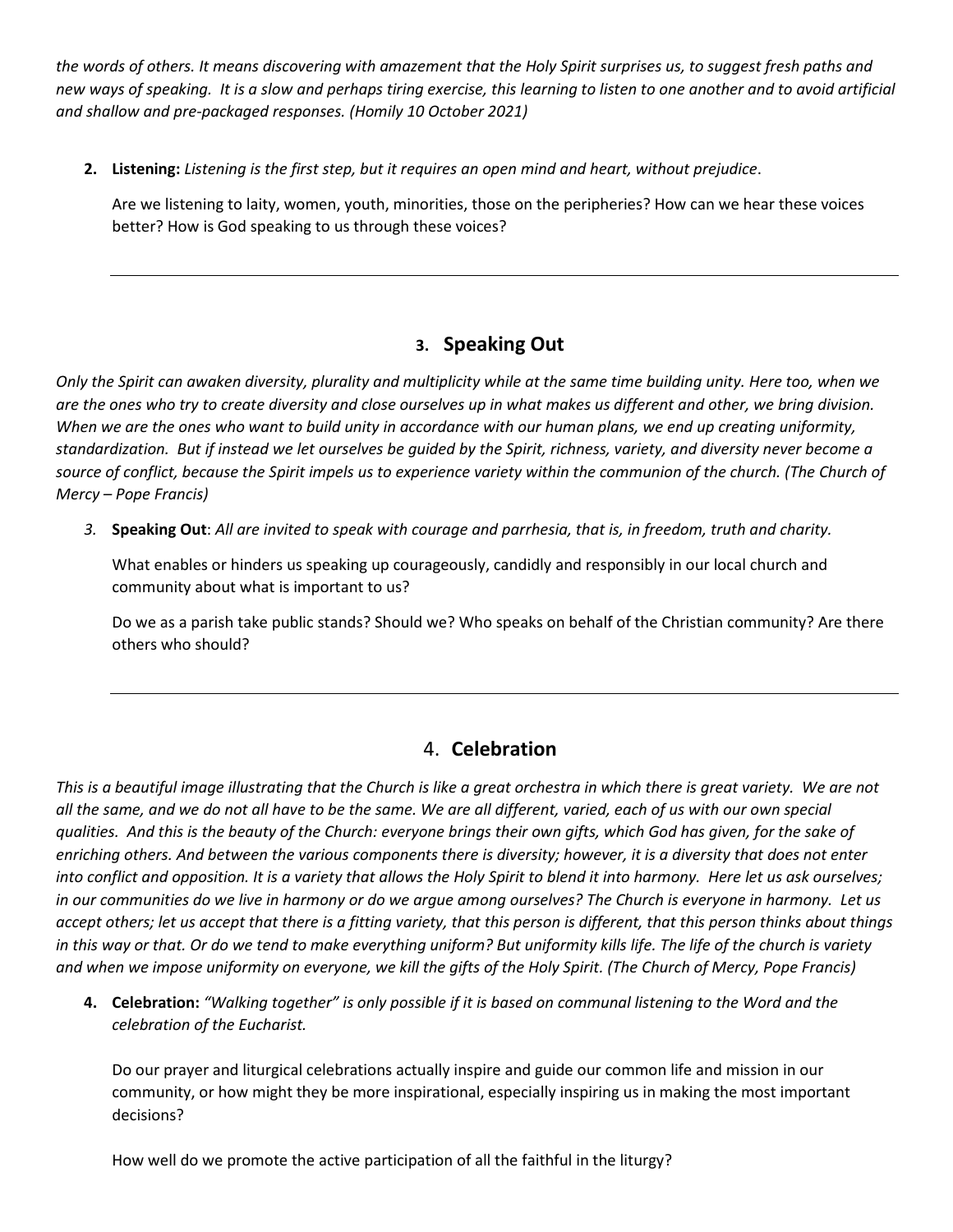*the words of others. It means discovering with amazement that the Holy Spirit surprises us, to suggest fresh paths and new ways of speaking. It is a slow and perhaps tiring exercise, this learning to listen to one another and to avoid artificial and shallow and pre-packaged responses. (Homily 10 October 2021)*

2. **Listening:** *Listening is the first step, but it requires an open mind and heart, without prejudice*.

   Are we listening to laity, women, youth, minorities, those on the peripheries? How can we hear these voices better? How is God speaking to us through these voices?

---

## 3. Speaking Out

*Only the Spirit can awaken diversity, plurality and multiplicity while at the same time building unity. Here too, when we are the ones who try to create diversity and close ourselves up in what makes us different and other, we bring division. When we are the ones who want to build unity in accordance with our human plans, we end up creating uniformity, standardization. But if instead we let ourselves be guided by the Spirit, richness, variety, and diversity never become a source of conflict, because the Spirit impels us to experience variety within the communion of the church. (The Church of Mercy – Pope Francis)*

3. **Speaking Out**: *All are invited to speak with courage and parrhesia, that is, in freedom, truth and charity.*

   What enables or hinders us speaking up courageously, candidly and responsibly in our local church and community about what is important to us?

   Do we as a parish take public stands? Should we? Who speaks on behalf of the Christian community? Are there others who should?

---

## 4. Celebration

*This is a beautiful image illustrating that the Church is like a great orchestra in which there is great variety. We are not all the same, and we do not all have to be the same. We are all different, varied, each of us with our own special qualities. And this is the beauty of the Church: everyone brings their own gifts, which God has given, for the sake of enriching others. And between the various components there is diversity; however, it is a diversity that does not enter into conflict and opposition. It is a variety that allows the Holy Spirit to blend it into harmony. Here let us ask ourselves; in our communities do we live in harmony or do we argue among ourselves? The Church is everyone in harmony. Let us accept others; let us accept that there is a fitting variety, that this person is different, that this person thinks about things in this way or that. Or do we tend to make everything uniform? But uniformity kills life. The life of the church is variety and when we impose uniformity on everyone, we kill the gifts of the Holy Spirit. (The Church of Mercy, Pope Francis)*

4. **Celebration:** *"Walking together" is only possible if it is based on communal listening to the Word and the celebration of the Eucharist.*

   Do our prayer and liturgical celebrations actually inspire and guide our common life and mission in our community, or how might they be more inspirational, especially inspiring us in making the most important decisions?

   How well do we promote the active participation of all the faithful in the liturgy?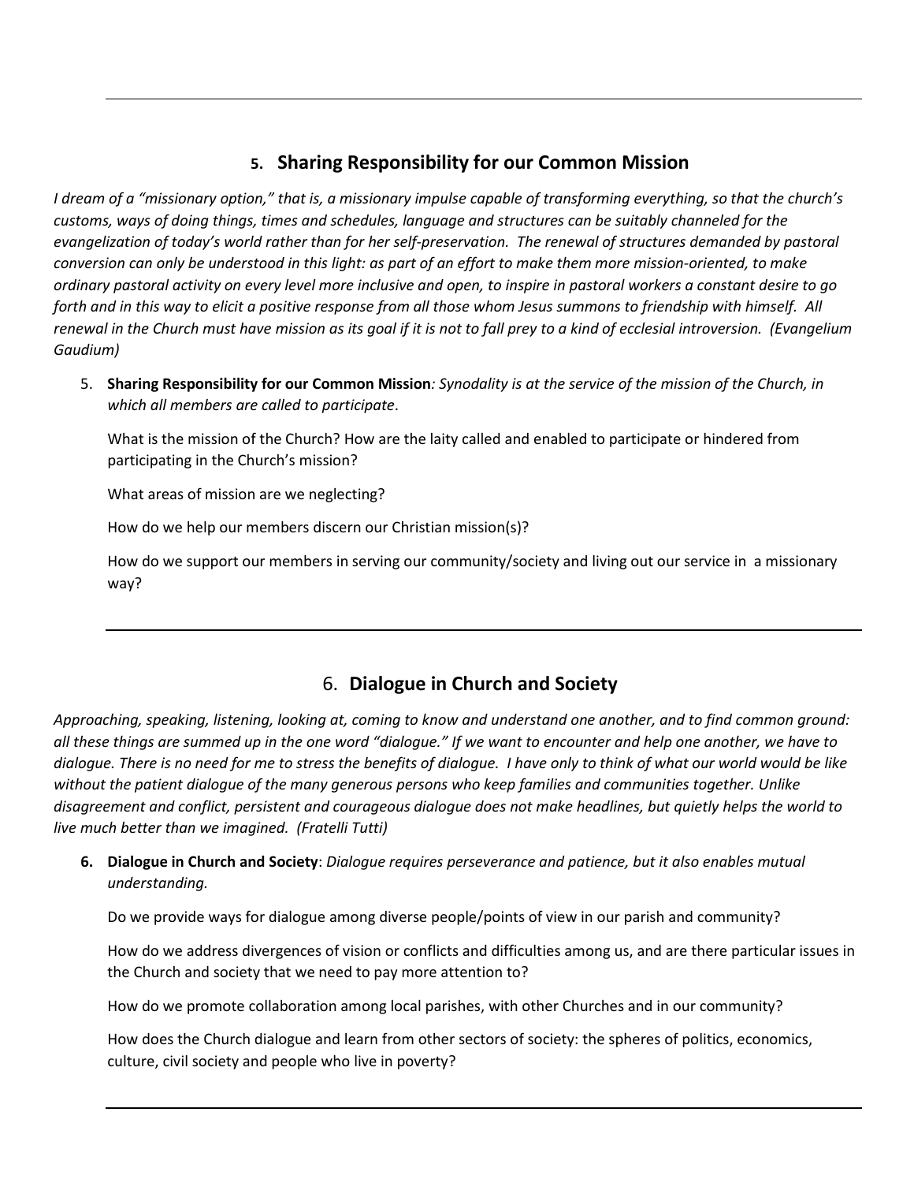## 5. Sharing Responsibility for our Common Mission

*I dream of a "missionary option," that is, a missionary impulse capable of transforming everything, so that the church's customs, ways of doing things, times and schedules, language and structures can be suitably channeled for the evangelization of today's world rather than for her self-preservation. The renewal of structures demanded by pastoral conversion can only be understood in this light: as part of an effort to make them more mission-oriented, to make ordinary pastoral activity on every level more inclusive and open, to inspire in pastoral workers a constant desire to go forth and in this way to elicit a positive response from all those whom Jesus summons to friendship with himself. All renewal in the Church must have mission as its goal if it is not to fall prey to a kind of ecclesial introversion. (Evangelium Gaudium)*

5. **Sharing Responsibility for our Common Mission***: Synodality is at the service of the mission of the Church, in which all members are called to participate*.

   What is the mission of the Church? How are the laity called and enabled to participate or hindered from participating in the Church's mission?

   What areas of mission are we neglecting?

   How do we help our members discern our Christian mission(s)?

   How do we support our members in serving our community/society and living out our service in a missionary way?

---

## 6. Dialogue in Church and Society

*Approaching, speaking, listening, looking at, coming to know and understand one another, and to find common ground: all these things are summed up in the one word "dialogue." If we want to encounter and help one another, we have to dialogue. There is no need for me to stress the benefits of dialogue. I have only to think of what our world would be like without the patient dialogue of the many generous persons who keep families and communities together. Unlike disagreement and conflict, persistent and courageous dialogue does not make headlines, but quietly helps the world to live much better than we imagined. (Fratelli Tutti)*

6. **Dialogue in Church and Society**: *Dialogue requires perseverance and patience, but it also enables mutual understanding.*

   Do we provide ways for dialogue among diverse people/points of view in our parish and community?

   How do we address divergences of vision or conflicts and difficulties among us, and are there particular issues in the Church and society that we need to pay more attention to?

   How do we promote collaboration among local parishes, with other Churches and in our community?

   How does the Church dialogue and learn from other sectors of society: the spheres of politics, economics, culture, civil society and people who live in poverty?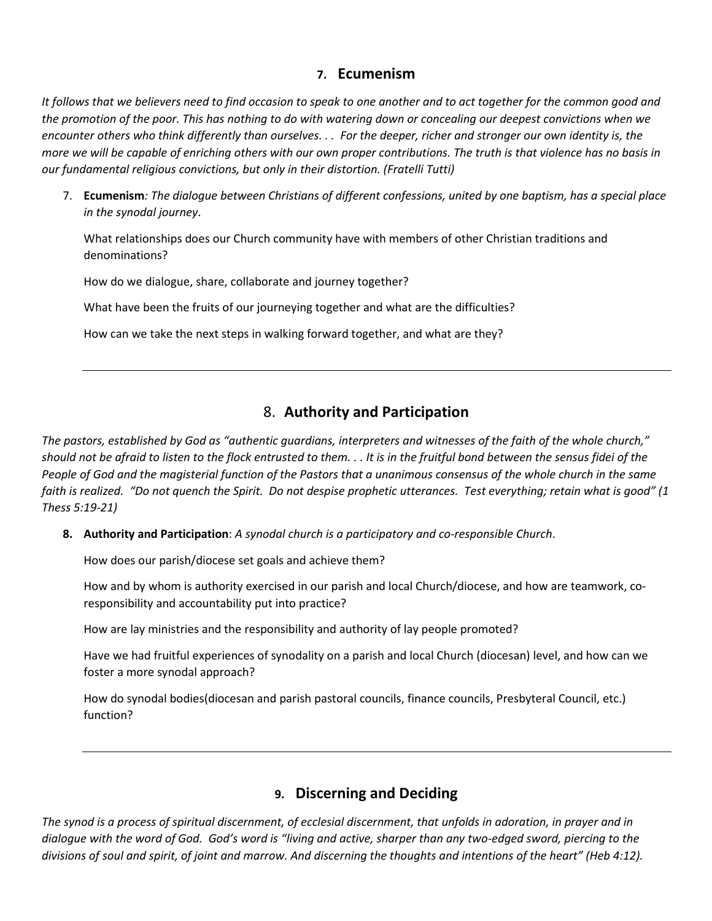## 7. Ecumenism

*It follows that we believers need to find occasion to speak to one another and to act together for the common good and the promotion of the poor. This has nothing to do with watering down or concealing our deepest convictions when we encounter others who think differently than ourselves. . . For the deeper, richer and stronger our own identity is, the more we will be capable of enriching others with our own proper contributions. The truth is that violence has no basis in our fundamental religious convictions, but only in their distortion. (Fratelli Tutti)*

7. **Ecumenism***: The dialogue between Christians of different confessions, united by one baptism, has a special place in the synodal journey*.

   What relationships does our Church community have with members of other Christian traditions and denominations?

   How do we dialogue, share, collaborate and journey together?

   What have been the fruits of our journeying together and what are the difficulties?

   How can we take the next steps in walking forward together, and what are they?

---

## 8. Authority and Participation

*The pastors, established by God as "authentic guardians, interpreters and witnesses of the faith of the whole church," should not be afraid to listen to the flock entrusted to them. . . It is in the fruitful bond between the sensus fidei of the People of God and the magisterial function of the Pastors that a unanimous consensus of the whole church in the same faith is realized. "Do not quench the Spirit. Do not despise prophetic utterances. Test everything; retain what is good" (1 Thess 5:19-21)*

8. **Authority and Participation**: *A synodal church is a participatory and co-responsible Church*.

   How does our parish/diocese set goals and achieve them?

   How and by whom is authority exercised in our parish and local Church/diocese, and how are teamwork, co-responsibility and accountability put into practice?

   How are lay ministries and the responsibility and authority of lay people promoted?

   Have we had fruitful experiences of synodality on a parish and local Church (diocesan) level, and how can we foster a more synodal approach?

   How do synodal bodies(diocesan and parish pastoral councils, finance councils, Presbyteral Council, etc.) function?

---

## 9. Discerning and Deciding

*The synod is a process of spiritual discernment, of ecclesial discernment, that unfolds in adoration, in prayer and in dialogue with the word of God. God's word is "living and active, sharper than any two-edged sword, piercing to the divisions of soul and spirit, of joint and marrow. And discerning the thoughts and intentions of the heart" (Heb 4:12).*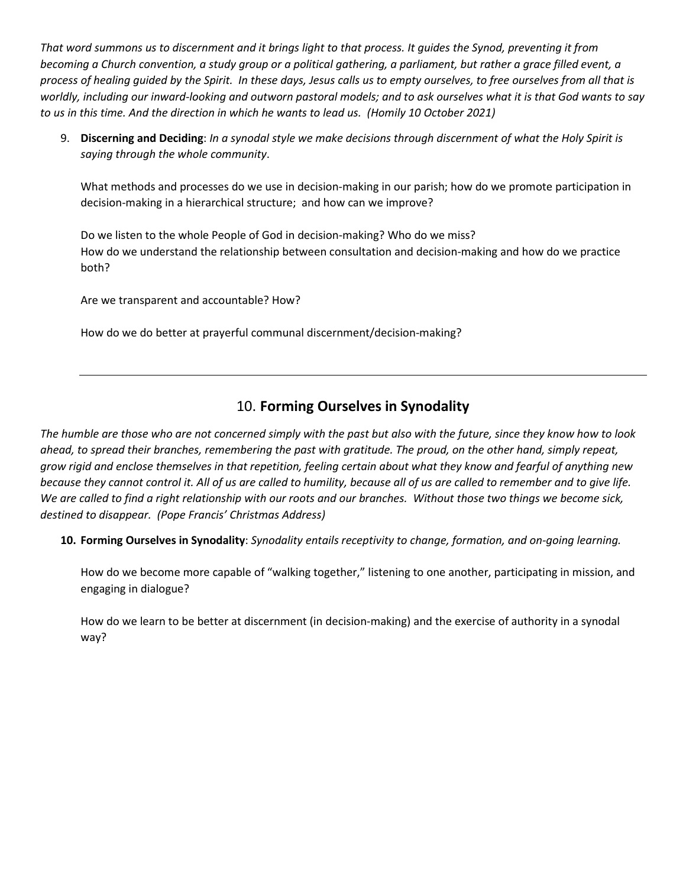*That word summons us to discernment and it brings light to that process. It guides the Synod, preventing it from becoming a Church convention, a study group or a political gathering, a parliament, but rather a grace filled event, a process of healing guided by the Spirit. In these days, Jesus calls us to empty ourselves, to free ourselves from all that is worldly, including our inward-looking and outworn pastoral models; and to ask ourselves what it is that God wants to say to us in this time. And the direction in which he wants to lead us. (Homily 10 October 2021)*

9. **Discerning and Deciding**: *In a synodal style we make decisions through discernment of what the Holy Spirit is saying through the whole community*.

   What methods and processes do we use in decision-making in our parish; how do we promote participation in decision-making in a hierarchical structure; and how can we improve?

   Do we listen to the whole People of God in decision-making? Who do we miss?
   How do we understand the relationship between consultation and decision-making and how do we practice both?

   Are we transparent and accountable? How?

   How do we do better at prayerful communal discernment/decision-making?

---

## 10. **Forming Ourselves in Synodality**

*The humble are those who are not concerned simply with the past but also with the future, since they know how to look ahead, to spread their branches, remembering the past with gratitude. The proud, on the other hand, simply repeat, grow rigid and enclose themselves in that repetition, feeling certain about what they know and fearful of anything new because they cannot control it. All of us are called to humility, because all of us are called to remember and to give life. We are called to find a right relationship with our roots and our branches. Without those two things we become sick, destined to disappear. (Pope Francis' Christmas Address)*

10. **Forming Ourselves in Synodality**: *Synodality entails receptivity to change, formation, and on-going learning.*

    How do we become more capable of "walking together," listening to one another, participating in mission, and engaging in dialogue?

    How do we learn to be better at discernment (in decision-making) and the exercise of authority in a synodal way?